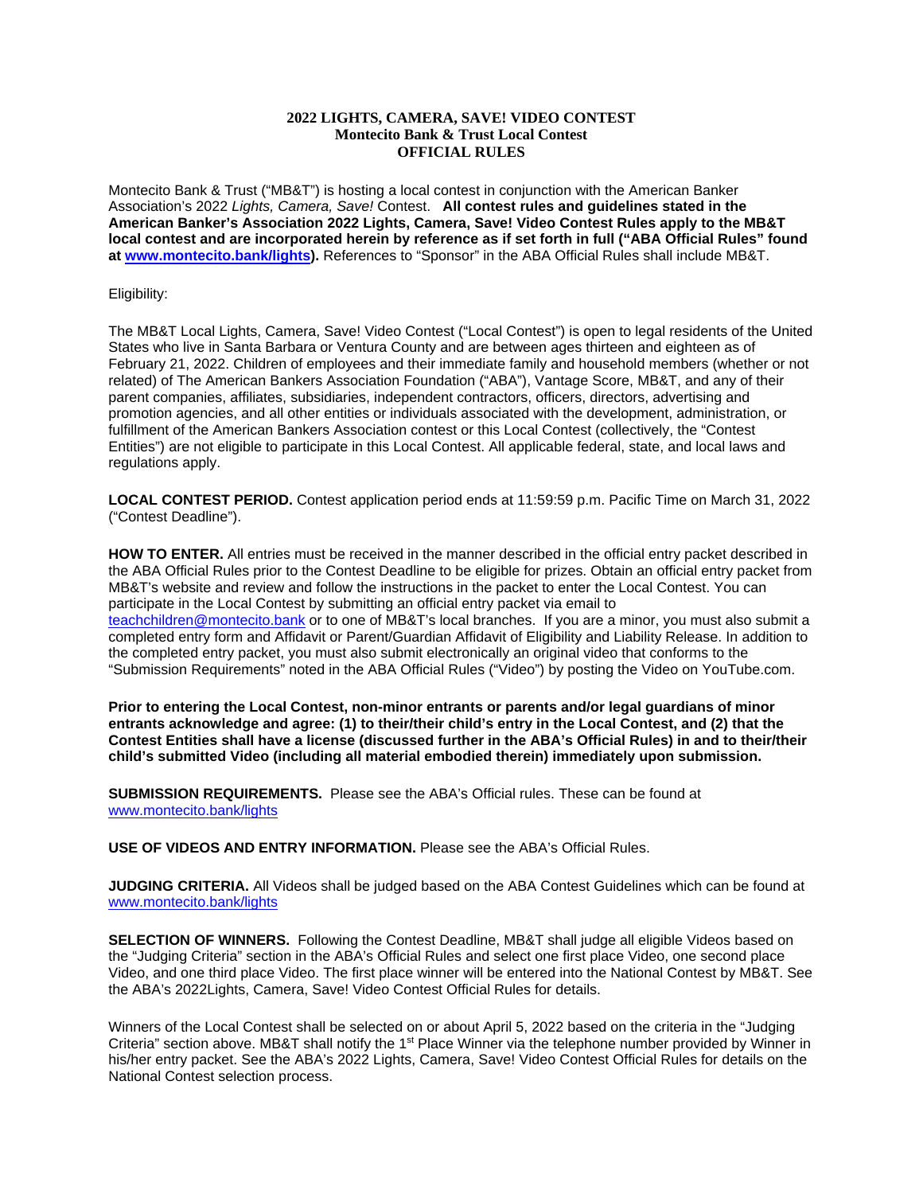# 2022 LIGHTS, CAMERA, SAVE! VIDEO CONTEST
## Montecito Bank & Trust Local Contest
## OFFICIAL RULES

Montecito Bank & Trust ("MB&T") is hosting a local contest in conjunction with the American Banker Association's 2022 *Lights, Camera, Save!* Contest. **All contest rules and guidelines stated in the American Banker's Association 2022 Lights, Camera, Save! Video Contest Rules apply to the MB&T local contest and are incorporated herein by reference as if set forth in full ("ABA Official Rules" found at [www.montecito.bank/lights](www.montecito.bank/lights)).** References to "Sponsor" in the ABA Official Rules shall include MB&T.

Eligibility:

The MB&T Local Lights, Camera, Save! Video Contest ("Local Contest") is open to legal residents of the United States who live in Santa Barbara or Ventura County and are between ages thirteen and eighteen as of February 21, 2022. Children of employees and their immediate family and household members (whether or not related) of The American Bankers Association Foundation ("ABA"), Vantage Score, MB&T, and any of their parent companies, affiliates, subsidiaries, independent contractors, officers, directors, advertising and promotion agencies, and all other entities or individuals associated with the development, administration, or fulfillment of the American Bankers Association contest or this Local Contest (collectively, the "Contest Entities") are not eligible to participate in this Local Contest. All applicable federal, state, and local laws and regulations apply.

**LOCAL CONTEST PERIOD.** Contest application period ends at 11:59:59 p.m. Pacific Time on March 31, 2022 ("Contest Deadline").

**HOW TO ENTER.** All entries must be received in the manner described in the official entry packet described in the ABA Official Rules prior to the Contest Deadline to be eligible for prizes. Obtain an official entry packet from MB&T's website and review and follow the instructions in the packet to enter the Local Contest. You can participate in the Local Contest by submitting an official entry packet via email to [teachchildren@montecito.bank](mailto:teachchildren@montecito.bank) or to one of MB&T's local branches. If you are a minor, you must also submit a completed entry form and Affidavit or Parent/Guardian Affidavit of Eligibility and Liability Release. In addition to the completed entry packet, you must also submit electronically an original video that conforms to the "Submission Requirements" noted in the ABA Official Rules ("Video") by posting the Video on YouTube.com.

**Prior to entering the Local Contest, non-minor entrants or parents and/or legal guardians of minor entrants acknowledge and agree: (1) to their/their child's entry in the Local Contest, and (2) that the Contest Entities shall have a license (discussed further in the ABA's Official Rules) in and to their/their child's submitted Video (including all material embodied therein) immediately upon submission.**

**SUBMISSION REQUIREMENTS.** Please see the ABA's Official rules. These can be found at [www.montecito.bank/lights](www.montecito.bank/lights)

**USE OF VIDEOS AND ENTRY INFORMATION.** Please see the ABA's Official Rules.

**JUDGING CRITERIA.** All Videos shall be judged based on the ABA Contest Guidelines which can be found at [www.montecito.bank/lights](www.montecito.bank/lights)

**SELECTION OF WINNERS.** Following the Contest Deadline, MB&T shall judge all eligible Videos based on the "Judging Criteria" section in the ABA's Official Rules and select one first place Video, one second place Video, and one third place Video. The first place winner will be entered into the National Contest by MB&T. See the ABA's 2022Lights, Camera, Save! Video Contest Official Rules for details.

Winners of the Local Contest shall be selected on or about April 5, 2022 based on the criteria in the "Judging Criteria" section above. MB&T shall notify the 1st Place Winner via the telephone number provided by Winner in his/her entry packet. See the ABA's 2022 Lights, Camera, Save! Video Contest Official Rules for details on the National Contest selection process.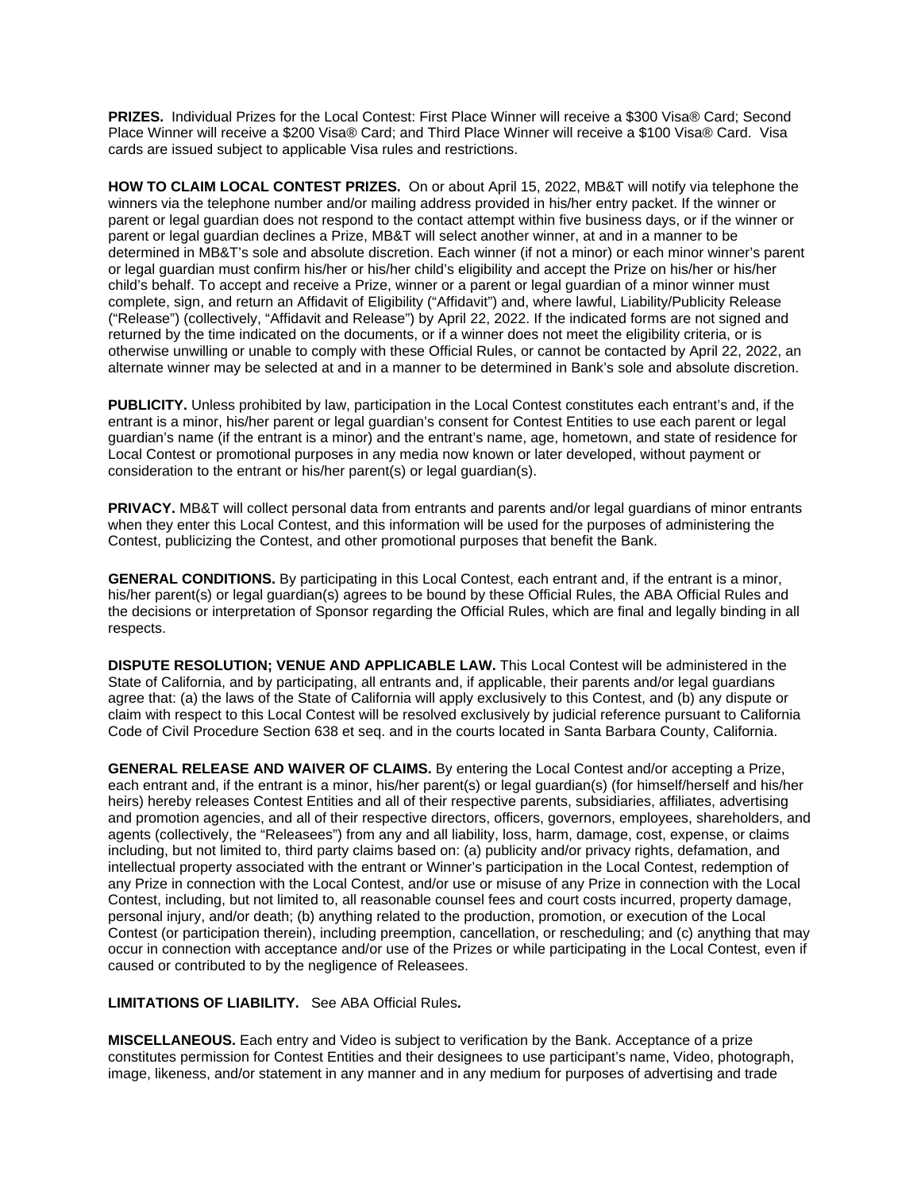**PRIZES.** Individual Prizes for the Local Contest: First Place Winner will receive a $300 Visa® Card; Second Place Winner will receive a $200 Visa® Card; and Third Place Winner will receive a $100 Visa® Card. Visa cards are issued subject to applicable Visa rules and restrictions.

**HOW TO CLAIM LOCAL CONTEST PRIZES.** On or about April 15, 2022, MB&T will notify via telephone the winners via the telephone number and/or mailing address provided in his/her entry packet. If the winner or parent or legal guardian does not respond to the contact attempt within five business days, or if the winner or parent or legal guardian declines a Prize, MB&T will select another winner, at and in a manner to be determined in MB&T's sole and absolute discretion. Each winner (if not a minor) or each minor winner's parent or legal guardian must confirm his/her or his/her child's eligibility and accept the Prize on his/her or his/her child's behalf. To accept and receive a Prize, winner or a parent or legal guardian of a minor winner must complete, sign, and return an Affidavit of Eligibility ("Affidavit") and, where lawful, Liability/Publicity Release ("Release") (collectively, "Affidavit and Release") by April 22, 2022. If the indicated forms are not signed and returned by the time indicated on the documents, or if a winner does not meet the eligibility criteria, or is otherwise unwilling or unable to comply with these Official Rules, or cannot be contacted by April 22, 2022, an alternate winner may be selected at and in a manner to be determined in Bank's sole and absolute discretion.

**PUBLICITY.** Unless prohibited by law, participation in the Local Contest constitutes each entrant's and, if the entrant is a minor, his/her parent or legal guardian's consent for Contest Entities to use each parent or legal guardian's name (if the entrant is a minor) and the entrant's name, age, hometown, and state of residence for Local Contest or promotional purposes in any media now known or later developed, without payment or consideration to the entrant or his/her parent(s) or legal guardian(s).

**PRIVACY.** MB&T will collect personal data from entrants and parents and/or legal guardians of minor entrants when they enter this Local Contest, and this information will be used for the purposes of administering the Contest, publicizing the Contest, and other promotional purposes that benefit the Bank.

**GENERAL CONDITIONS.** By participating in this Local Contest, each entrant and, if the entrant is a minor, his/her parent(s) or legal guardian(s) agrees to be bound by these Official Rules, the ABA Official Rules and the decisions or interpretation of Sponsor regarding the Official Rules, which are final and legally binding in all respects.

**DISPUTE RESOLUTION; VENUE AND APPLICABLE LAW.** This Local Contest will be administered in the State of California, and by participating, all entrants and, if applicable, their parents and/or legal guardians agree that: (a) the laws of the State of California will apply exclusively to this Contest, and (b) any dispute or claim with respect to this Local Contest will be resolved exclusively by judicial reference pursuant to California Code of Civil Procedure Section 638 et seq. and in the courts located in Santa Barbara County, California.

**GENERAL RELEASE AND WAIVER OF CLAIMS.** By entering the Local Contest and/or accepting a Prize, each entrant and, if the entrant is a minor, his/her parent(s) or legal guardian(s) (for himself/herself and his/her heirs) hereby releases Contest Entities and all of their respective parents, subsidiaries, affiliates, advertising and promotion agencies, and all of their respective directors, officers, governors, employees, shareholders, and agents (collectively, the "Releasees") from any and all liability, loss, harm, damage, cost, expense, or claims including, but not limited to, third party claims based on: (a) publicity and/or privacy rights, defamation, and intellectual property associated with the entrant or Winner's participation in the Local Contest, redemption of any Prize in connection with the Local Contest, and/or use or misuse of any Prize in connection with the Local Contest, including, but not limited to, all reasonable counsel fees and court costs incurred, property damage, personal injury, and/or death; (b) anything related to the production, promotion, or execution of the Local Contest (or participation therein), including preemption, cancellation, or rescheduling; and (c) anything that may occur in connection with acceptance and/or use of the Prizes or while participating in the Local Contest, even if caused or contributed to by the negligence of Releasees.

**LIMITATIONS OF LIABILITY.** See ABA Official Rules**.**

**MISCELLANEOUS.** Each entry and Video is subject to verification by the Bank. Acceptance of a prize constitutes permission for Contest Entities and their designees to use participant's name, Video, photograph, image, likeness, and/or statement in any manner and in any medium for purposes of advertising and trade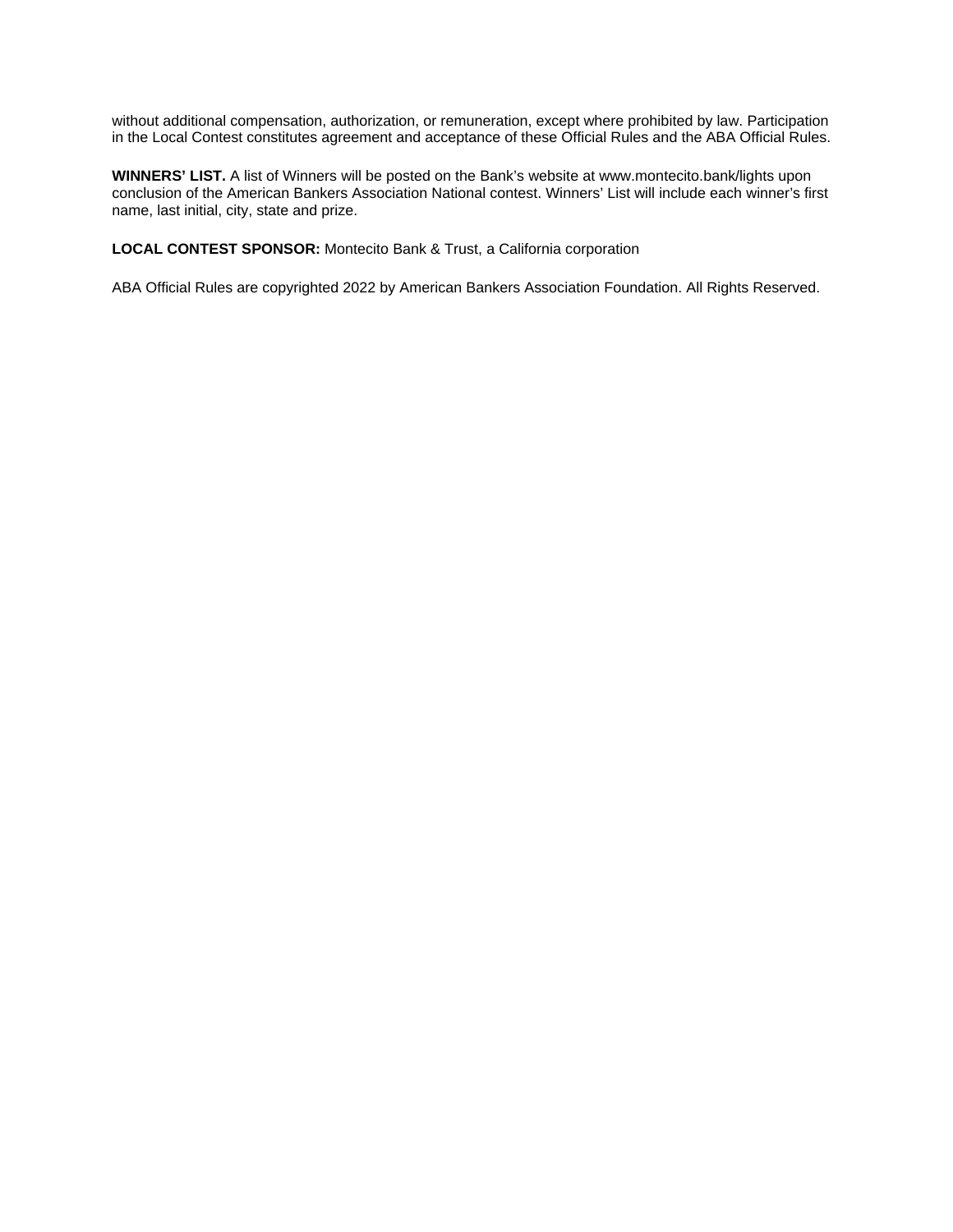without additional compensation, authorization, or remuneration, except where prohibited by law. Participation in the Local Contest constitutes agreement and acceptance of these Official Rules and the ABA Official Rules.

**WINNERS' LIST.** A list of Winners will be posted on the Bank's website at www.montecito.bank/lights upon conclusion of the American Bankers Association National contest. Winners' List will include each winner's first name, last initial, city, state and prize.

**LOCAL CONTEST SPONSOR:** Montecito Bank & Trust, a California corporation

ABA Official Rules are copyrighted 2022 by American Bankers Association Foundation. All Rights Reserved.